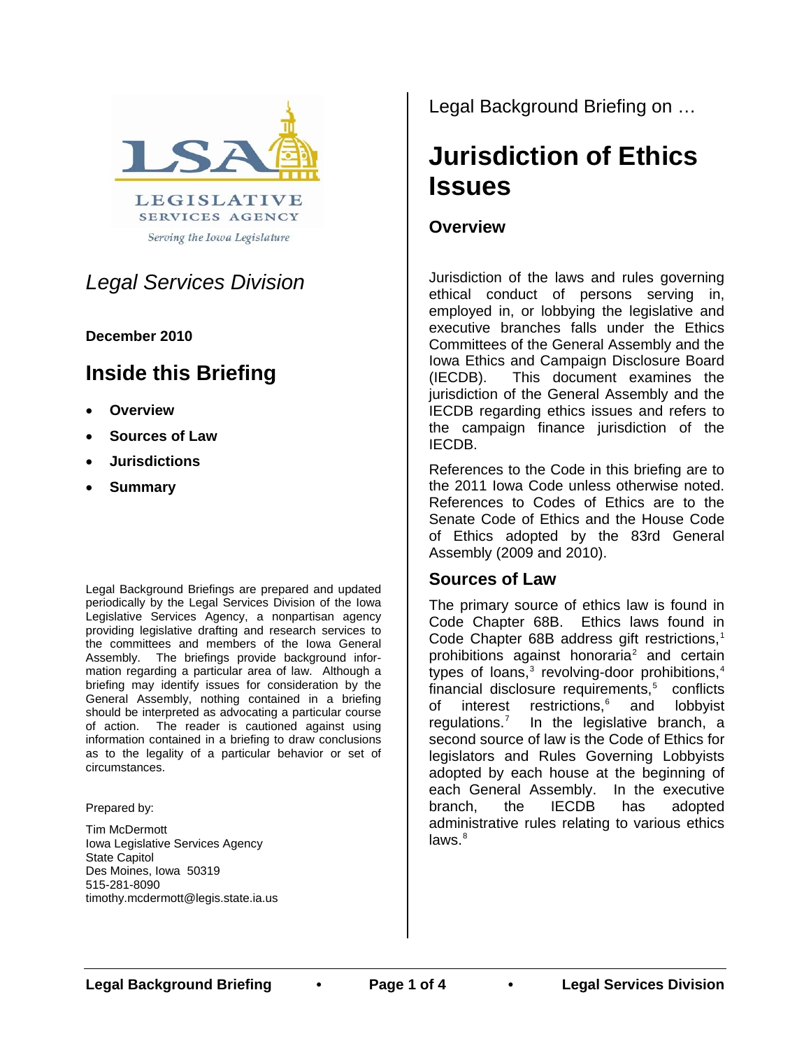LEGISLATIVE SERVICES AGENCY

*Serving the Iowa Legislature*

*Legal Services Division*

**December 2010**

## Inside this Briefing

- **Overview**
- **Sources of Law**
- **Jurisdictions**
- **Summary**

Legal Background Briefings are prepared and updated periodically by the Legal Services Division of the Iowa Legislative Services Agency, a nonpartisan agency providing legislative drafting and research services to the committees and members of the Iowa General Assembly. The briefings provide background information regarding a particular area of law. Although a briefing may identify issues for consideration by the General Assembly, nothing contained in a briefing should be interpreted as advocating a particular course of action. The reader is cautioned against using information contained in a briefing to draw conclusions as to the legality of a particular behavior or set of circumstances.

Prepared by:

Tim McDermott
Iowa Legislative Services Agency
State Capitol
Des Moines, Iowa 50319
515-281-8090
timothy.mcdermott@legis.state.ia.us

Legal Background Briefing on …

# Jurisdiction of Ethics Issues

### Overview

Jurisdiction of the laws and rules governing ethical conduct of persons serving in, employed in, or lobbying the legislative and executive branches falls under the Ethics Committees of the General Assembly and the Iowa Ethics and Campaign Disclosure Board (IECDB). This document examines the jurisdiction of the General Assembly and the IECDB regarding ethics issues and refers to the campaign finance jurisdiction of the IECDB.

References to the Code in this briefing are to the 2011 Iowa Code unless otherwise noted. References to Codes of Ethics are to the Senate Code of Ethics and the House Code of Ethics adopted by the 83rd General Assembly (2009 and 2010).

### Sources of Law

The primary source of ethics law is found in Code Chapter 68B. Ethics laws found in Code Chapter 68B address gift restrictions,[1] prohibitions against honoraria[2] and certain types of loans,[3] revolving-door prohibitions,[4] financial disclosure requirements,[5] conflicts of interest restrictions,[6] and lobbyist regulations.[7] In the legislative branch, a second source of law is the Code of Ethics for legislators and Rules Governing Lobbyists adopted by each house at the beginning of each General Assembly. In the executive branch, the IECDB has adopted administrative rules relating to various ethics laws.[8]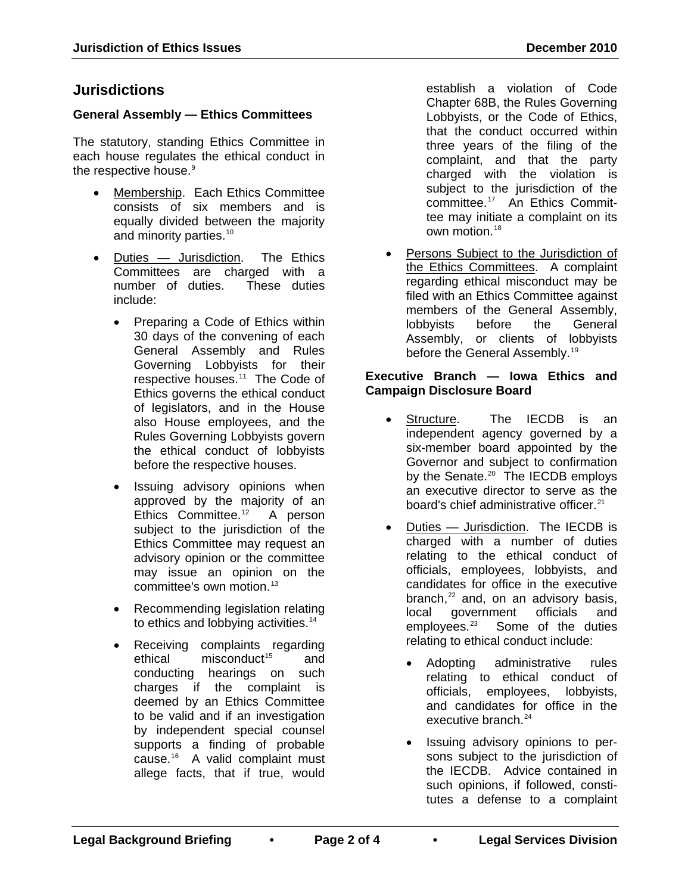## Jurisdictions

### General Assembly — Ethics Committees

The statutory, standing Ethics Committee in each house regulates the ethical conduct in the respective house.[9]

- Membership. Each Ethics Committee consists of six members and is equally divided between the majority and minority parties.[10]
- Duties — Jurisdiction. The Ethics Committees are charged with a number of duties. These duties include:
  - Preparing a Code of Ethics within 30 days of the convening of each General Assembly and Rules Governing Lobbyists for their respective houses.[11] The Code of Ethics governs the ethical conduct of legislators, and in the House also House employees, and the Rules Governing Lobbyists govern the ethical conduct of lobbyists before the respective houses.
  - Issuing advisory opinions when approved by the majority of an Ethics Committee.[12] A person subject to the jurisdiction of the Ethics Committee may request an advisory opinion or the committee may issue an opinion on the committee's own motion.[13]
  - Recommending legislation relating to ethics and lobbying activities.[14]
  - Receiving complaints regarding ethical misconduct[15] and conducting hearings on such charges if the complaint is deemed by an Ethics Committee to be valid and if an investigation by independent special counsel supports a finding of probable cause.[16] A valid complaint must allege facts, that if true, would establish a violation of Code Chapter 68B, the Rules Governing Lobbyists, or the Code of Ethics, that the conduct occurred within three years of the filing of the complaint, and that the party charged with the violation is subject to the jurisdiction of the committee.[17] An Ethics Committee may initiate a complaint on its own motion.[18]
- Persons Subject to the Jurisdiction of the Ethics Committees. A complaint regarding ethical misconduct may be filed with an Ethics Committee against members of the General Assembly, lobbyists before the General Assembly, or clients of lobbyists before the General Assembly.[19]

### Executive Branch — Iowa Ethics and Campaign Disclosure Board

- Structure. The IECDB is an independent agency governed by a six-member board appointed by the Governor and subject to confirmation by the Senate.[20] The IECDB employs an executive director to serve as the board's chief administrative officer.[21]
- Duties — Jurisdiction. The IECDB is charged with a number of duties relating to the ethical conduct of officials, employees, lobbyists, and candidates for office in the executive branch,[22] and, on an advisory basis, local government officials and employees.[23] Some of the duties relating to ethical conduct include:
  - Adopting administrative rules relating to ethical conduct of officials, employees, lobbyists, and candidates for office in the executive branch.[24]
  - Issuing advisory opinions to persons subject to the jurisdiction of the IECDB. Advice contained in such opinions, if followed, constitutes a defense to a complaint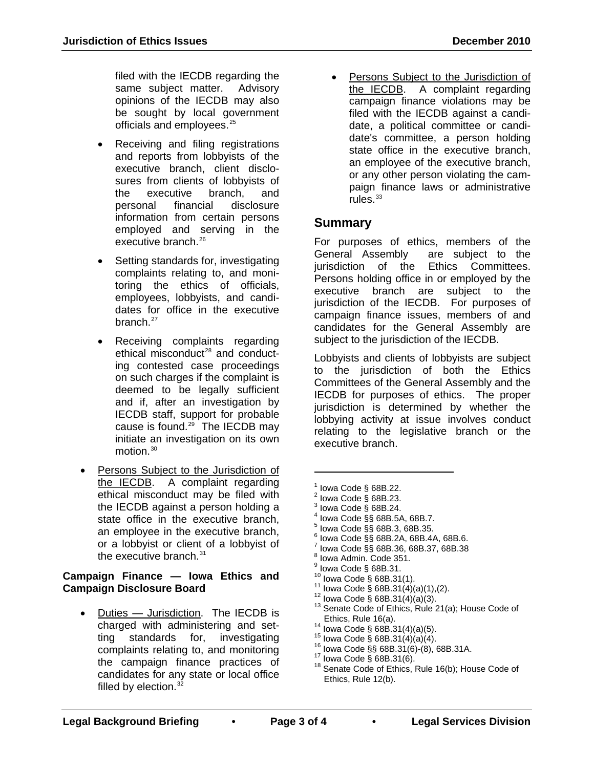filed with the IECDB regarding the same subject matter. Advisory opinions of the IECDB may also be sought by local government officials and employees.[25]

- Receiving and filing registrations and reports from lobbyists of the executive branch, client disclosures from clients of lobbyists of the executive branch, and personal financial disclosure information from certain persons employed and serving in the executive branch.[26]
- Setting standards for, investigating complaints relating to, and monitoring the ethics of officials, employees, lobbyists, and candidates for office in the executive branch.[27]
- Receiving complaints regarding ethical misconduct[28] and conducting contested case proceedings on such charges if the complaint is deemed to be legally sufficient and if, after an investigation by IECDB staff, support for probable cause is found.[29] The IECDB may initiate an investigation on its own motion.[30]

- Persons Subject to the Jurisdiction of the IECDB. A complaint regarding ethical misconduct may be filed with the IECDB against a person holding a state office in the executive branch, an employee in the executive branch, or a lobbyist or client of a lobbyist of the executive branch.[31]

**Campaign Finance — Iowa Ethics and Campaign Disclosure Board**

- Duties — Jurisdiction. The IECDB is charged with administering and setting standards for, investigating complaints relating to, and monitoring the campaign finance practices of candidates for any state or local office filled by election.[32]
- Persons Subject to the Jurisdiction of the IECDB. A complaint regarding campaign finance violations may be filed with the IECDB against a candidate, a political committee or candidate's committee, a person holding state office in the executive branch, an employee of the executive branch, or any other person violating the campaign finance laws or administrative rules.[33]

## Summary

For purposes of ethics, members of the General Assembly are subject to the jurisdiction of the Ethics Committees. Persons holding office in or employed by the executive branch are subject to the jurisdiction of the IECDB. For purposes of campaign finance issues, members of and candidates for the General Assembly are subject to the jurisdiction of the IECDB.

Lobbyists and clients of lobbyists are subject to the jurisdiction of both the Ethics Committees of the General Assembly and the IECDB for purposes of ethics. The proper jurisdiction is determined by whether the lobbying activity at issue involves conduct relating to the legislative branch or the executive branch.

---

[1] Iowa Code § 68B.22.
[2] Iowa Code § 68B.23.
[3] Iowa Code § 68B.24.
[4] Iowa Code §§ 68B.5A, 68B.7.
[5] Iowa Code §§ 68B.3, 68B.35.
[6] Iowa Code §§ 68B.2A, 68B.4A, 68B.6.
[7] Iowa Code §§ 68B.36, 68B.37, 68B.38
[8] Iowa Admin. Code 351.
[9] Iowa Code § 68B.31.
[10] Iowa Code § 68B.31(1).
[11] Iowa Code § 68B.31(4)(a)(1),(2).
[12] Iowa Code § 68B.31(4)(a)(3).
[13] Senate Code of Ethics, Rule 21(a); House Code of Ethics, Rule 16(a).
[14] Iowa Code § 68B.31(4)(a)(5).
[15] Iowa Code § 68B.31(4)(a)(4).
[16] Iowa Code §§ 68B.31(6)-(8), 68B.31A.
[17] Iowa Code § 68B.31(6).
[18] Senate Code of Ethics, Rule 16(b); House Code of Ethics, Rule 12(b).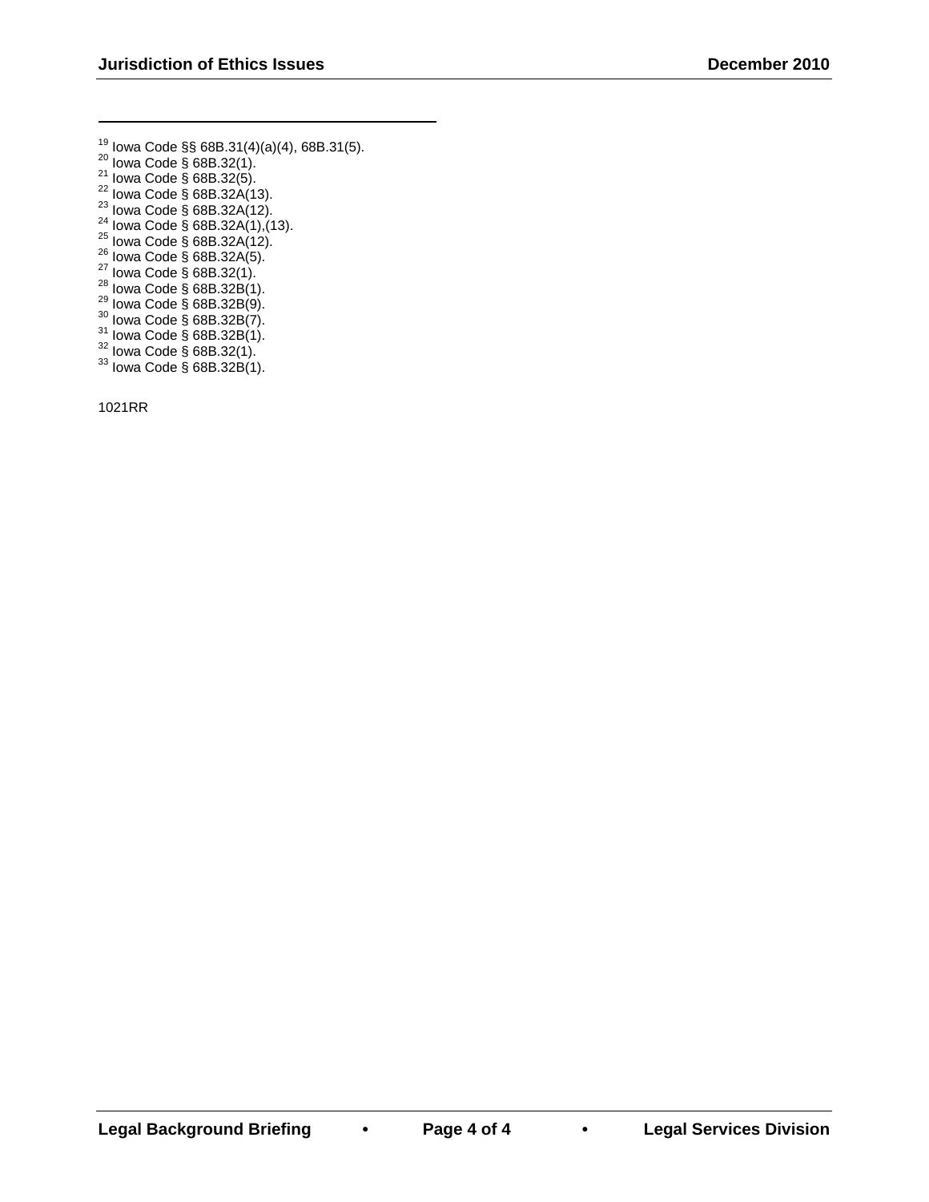[19] Iowa Code §§ 68B.31(4)(a)(4), 68B.31(5).
[20] Iowa Code § 68B.32(1).
[21] Iowa Code § 68B.32(5).
[22] Iowa Code § 68B.32A(13).
[23] Iowa Code § 68B.32A(12).
[24] Iowa Code § 68B.32A(1),(13).
[25] Iowa Code § 68B.32A(12).
[26] Iowa Code § 68B.32A(5).
[27] Iowa Code § 68B.32(1).
[28] Iowa Code § 68B.32B(1).
[29] Iowa Code § 68B.32B(9).
[30] Iowa Code § 68B.32B(7).
[31] Iowa Code § 68B.32B(1).
[32] Iowa Code § 68B.32(1).
[33] Iowa Code § 68B.32B(1).

1021RR